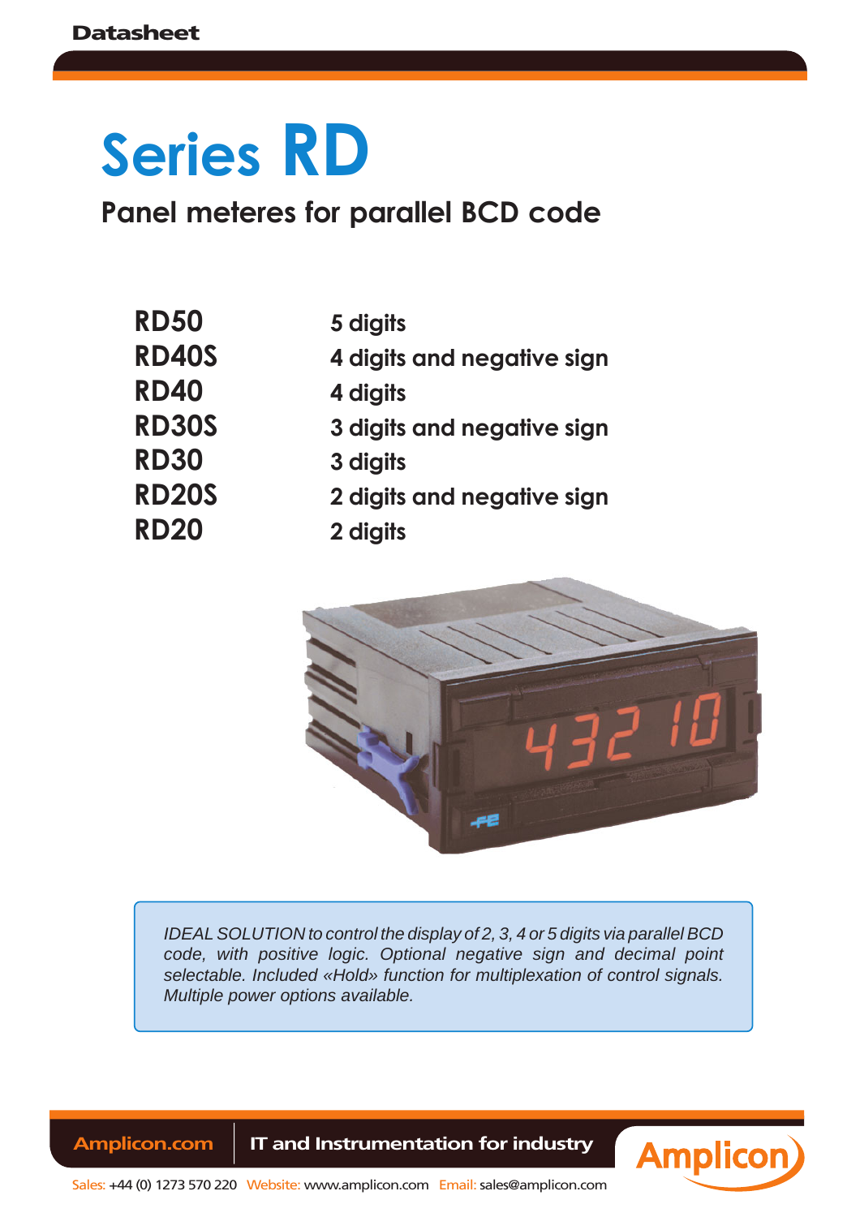Datasheet

# Series RD

## Panel meteres for parallel BCD code

| | |
|---|---|
| **RD50** | **5 digits** |
| **RD40S** | **4 digits and negative sign** |
| **RD40** | **4 digits** |
| **RD30S** | **3 digits and negative sign** |
| **RD30** | **3 digits** |
| **RD20S** | **2 digits and negative sign** |
| **RD20** | **2 digits** |

*IDEAL SOLUTION to control the display of 2, 3, 4 or 5 digits via parallel BCD code, with positive logic. Optional negative sign and decimal point selectable. Included «Hold» function for multiplexation of control signals. Multiple power options available.*

Amplicon.com | IT and Instrumentation for industry

Sales: +44 (0) 1273 570 220 Website: www.amplicon.com Email: sales@amplicon.com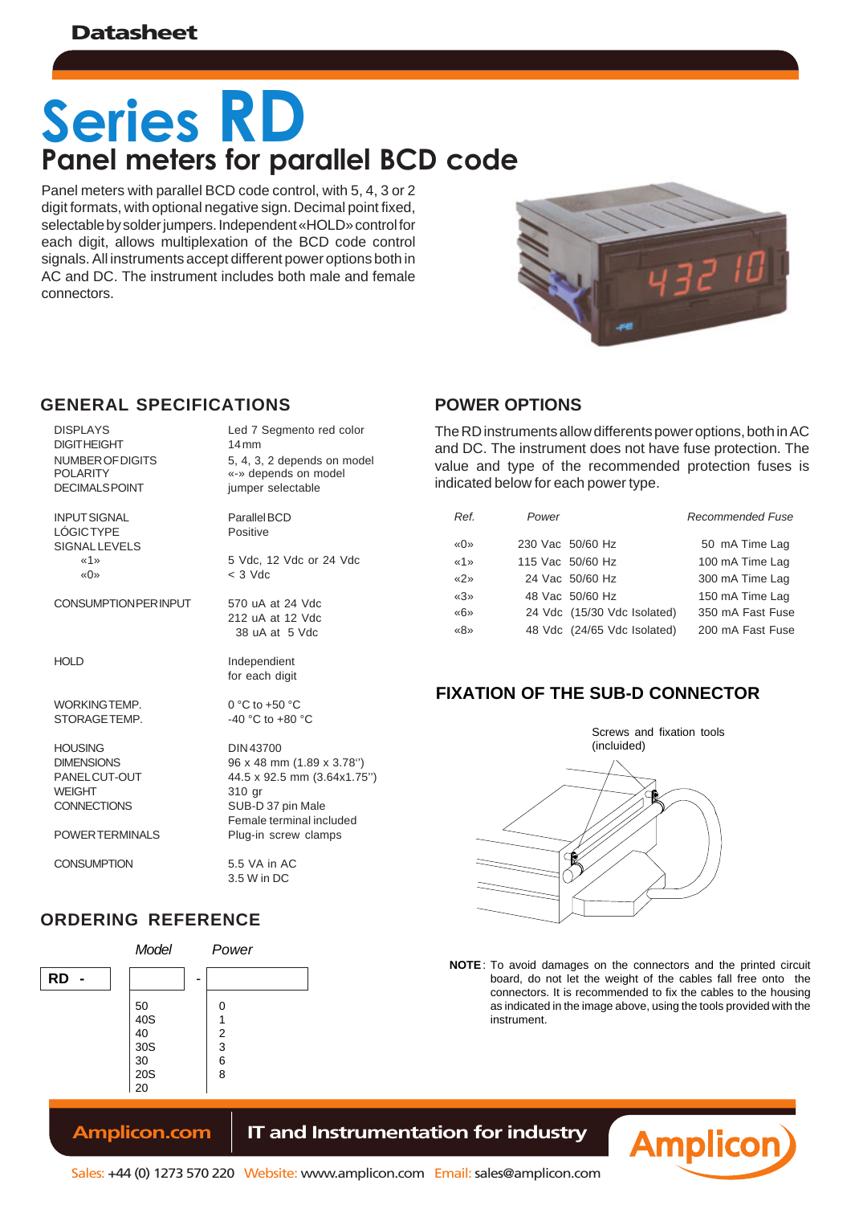# Series RD

## Panel meters for parallel BCD code

Panel meters with parallel BCD code control, with 5, 4, 3 or 2 digit formats, with optional negative sign. Decimal point fixed, selectable by solder jumpers. Independent «HOLD» control for each digit, allows multiplexation of the BCD code control signals. All instruments accept different power options both in AC and DC. The instrument includes both male and female connectors.

## GENERAL SPECIFICATIONS

| | |
|---|---|
| DISPLAYS | Led 7 Segmento red color |
| DIGIT HEIGHT | 14 mm |
| NUMBER OF DIGITS | 5, 4, 3, 2 depends on model |
| POLARITY | «-» depends on model |
| DECIMALS POINT | jumper selectable |
| INPUT SIGNAL | Parallel BCD |
| LÓGIC TYPE | Positive |
| SIGNAL LEVELS | |
| «1» | 5 Vdc, 12 Vdc or 24 Vdc |
| «0» | < 3 Vdc |
| CONSUMPTION PER INPUT | 570 uA at 24 Vdc<br>212 uA at 12 Vdc<br>38 uA at 5 Vdc |
| HOLD | Independent for each digit |
| WORKING TEMP. | 0 °C to +50 °C |
| STORAGE TEMP. | -40 °C to +80 °C |
| HOUSING | DIN 43700 |
| DIMENSIONS | 96 x 48 mm (1.89 x 3.78'') |
| PANEL CUT-OUT | 44.5 x 92.5 mm (3.64x1.75'') |
| WEIGHT | 310 gr |
| CONNECTIONS | SUB-D 37 pin Male<br>Female terminal included |
| POWER TERMINALS | Plug-in screw clamps |
| CONSUMPTION | 5.5 VA in AC<br>3.5 W in DC |

## ORDERING REFERENCE

RD - [Model] - [Power]

| Model | Power |
|---|---|
| 50 | 0 |
| 40S | 1 |
| 40 | 2 |
| 30S | 3 |
| 30 | 6 |
| 20S | 8 |
| 20 | |

## POWER OPTIONS

The RD instruments allow differents power options, both in AC and DC. The instrument does not have fuse protection. The value and type of the recommended protection fuses is indicated below for each power type.

| *Ref.* | *Power* | *Recommended Fuse* |
|---|---|---|
| «0» | 230 Vac 50/60 Hz | 50 mA Time Lag |
| «1» | 115 Vac 50/60 Hz | 100 mA Time Lag |
| «2» | 24 Vac 50/60 Hz | 300 mA Time Lag |
| «3» | 48 Vac 50/60 Hz | 150 mA Time Lag |
| «6» | 24 Vdc (15/30 Vdc Isolated) | 350 mA Fast Fuse |
| «8» | 48 Vdc (24/65 Vdc Isolated) | 200 mA Fast Fuse |

## FIXATION OF THE SUB-D CONNECTOR

Screws and fixation tools (incluided)

**NOTE**: To avoid damages on the connectors and the printed circuit board, do not let the weight of the cables fall free onto the connectors. It is recommended to fix the cables to the housing as indicated in the image above, using the tools provided with the instrument.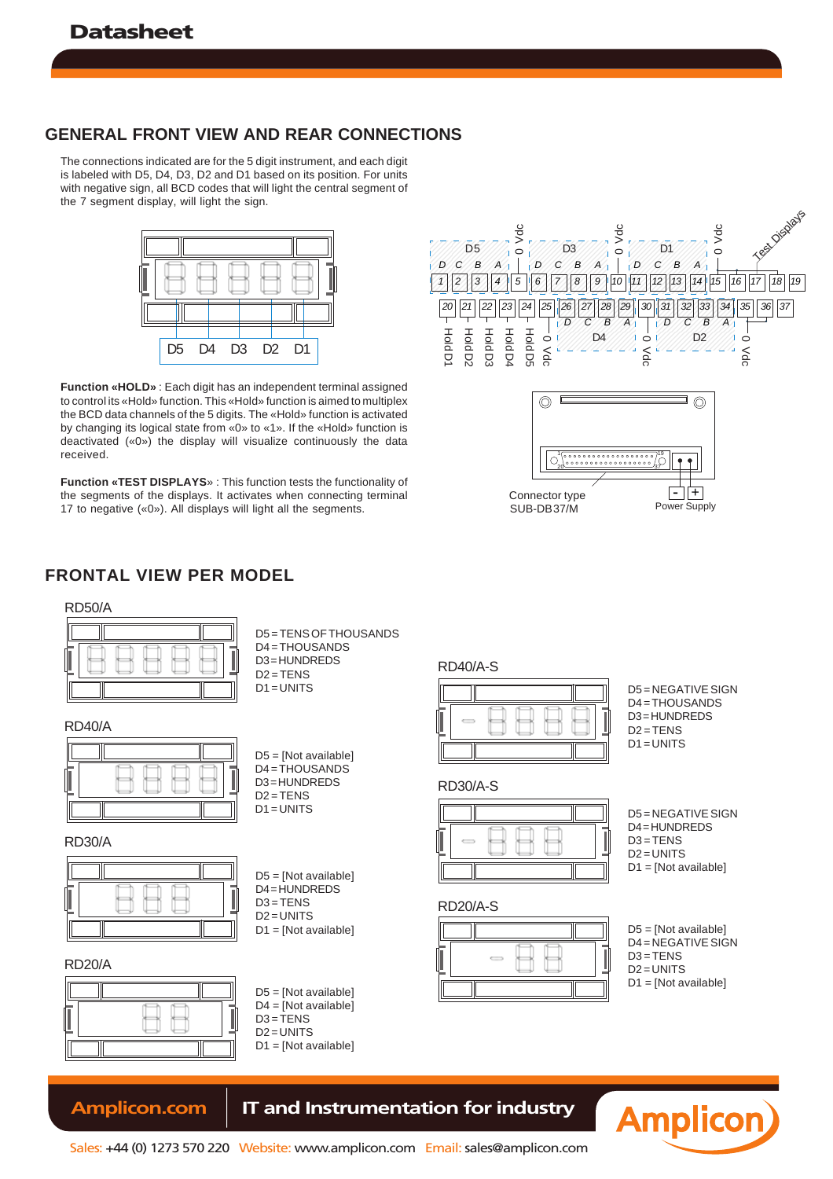## GENERAL FRONT VIEW AND REAR CONNECTIONS

The connections indicated are for the 5 digit instrument, and each digit is labeled with D5, D4, D3, D2 and D1 based on its position. For units with negative sign, all BCD codes that will light the central segment of the 7 segment display, will light the sign.

D5 D4 D3 D2 D1

**Function «HOLD»** : Each digit has an independent terminal assigned to control its «Hold» function. This «Hold» function is aimed to multiplex the BCD data channels of the 5 digits. The «Hold» function is activated by changing its logical state from «0» to «1». If the «Hold» function is deactivated («0») the display will visualize continuously the data received.

**Function «TEST DISPLAYS»** : This function tests the functionality of the segments of the displays. It activates when connecting terminal 17 to negative («0»). All displays will light all the segments.

| Pin | Function | Pin | Function |
|---|---|---|---|
| 1 | D5 D | 20 | Hold D1 |
| 2 | D5 C | 21 | Hold D2 |
| 3 | D5 B | 22 | Hold D3 |
| 4 | D5 A | 23 | Hold D4 |
| 5 | 0 Vdc | 24 | Hold D5 |
| 6 | D3 D | 25 | 0 Vdc |
| 7 | D3 C | 26 | D4 D |
| 8 | D3 B | 27 | D4 C |
| 9 | D3 A | 28 | D4 B |
| 10 | 0 Vdc | 29 | D4 A |
| 11 | D1 D | 30 | 0 Vdc |
| 12 | D1 C | 31 | D2 D |
| 13 | D1 B | 32 | D2 C |
| 14 | D1 A | 33 | D2 B |
| 15 | 0 Vdc | 34 | D2 A |
| 16 | | 35 | 0 Vdc |
| 17 | Test Displays | 36 | |
| 18 | | 37 | |
| 19 | | | |

Connector type SUB-DB37/M

Power Supply - +

## FRONTAL VIEW PER MODEL

**RD50/A**

D5 = TENS OF THOUSANDS
D4 = THOUSANDS
D3 = HUNDREDS
D2 = TENS
D1 = UNITS

**RD40/A**

D5 = [Not available]
D4 = THOUSANDS
D3 = HUNDREDS
D2 = TENS
D1 = UNITS

**RD30/A**

D5 = [Not available]
D4 = HUNDREDS
D3 = TENS
D2 = UNITS
D1 = [Not available]

**RD20/A**

D5 = [Not available]
D4 = [Not available]
D3 = TENS
D2 = UNITS
D1 = [Not available]

**RD40/A-S**

D5 = NEGATIVE SIGN
D4 = THOUSANDS
D3 = HUNDREDS
D2 = TENS
D1 = UNITS

**RD30/A-S**

D5 = NEGATIVE SIGN
D4 = HUNDREDS
D3 = TENS
D2 = UNITS
D1 = [Not available]

**RD20/A-S**

D5 = [Not available]
D4 = NEGATIVE SIGN
D3 = TENS
D2 = UNITS
D1 = [Not available]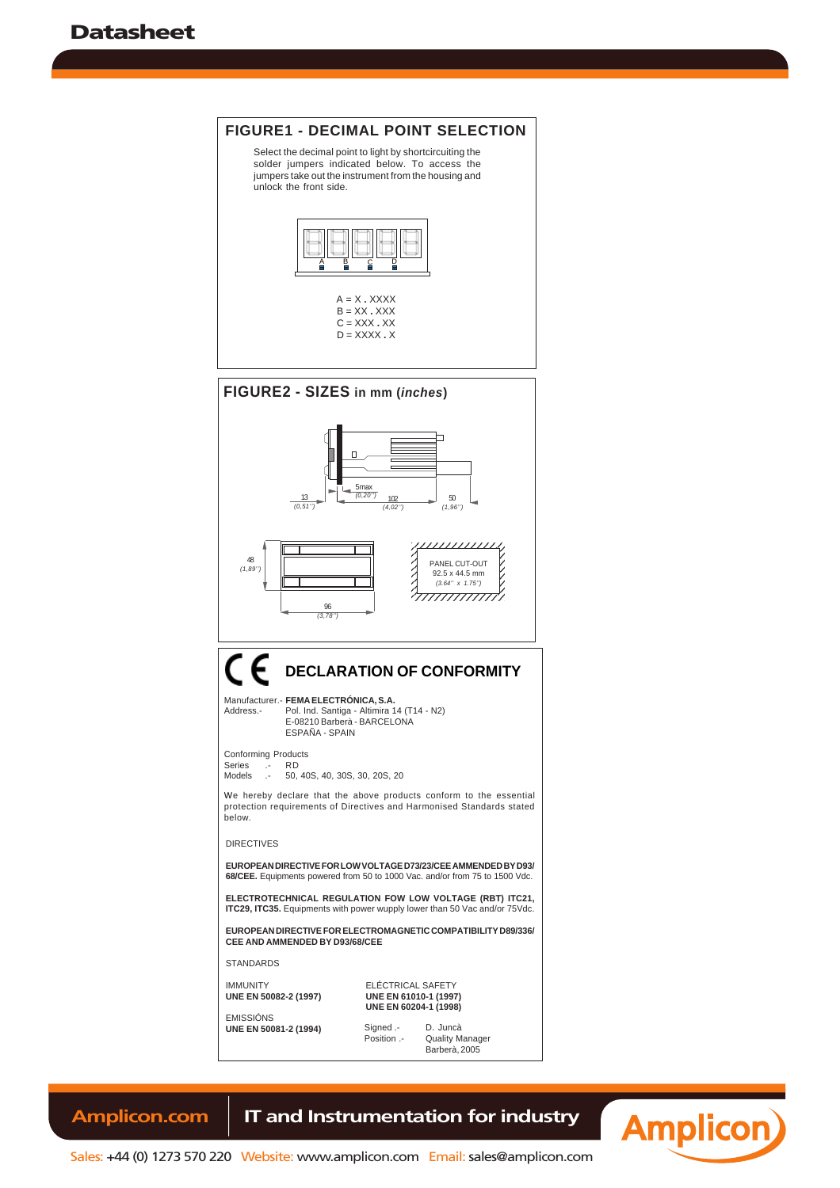## FIGURE1 - DECIMAL POINT SELECTION

Select the decimal point to light by shortcircuiting the solder jumpers indicated below. To access the jumpers take out the instrument from the housing and unlock the front side.

A B C D

A = X . XXXX
B = XX . XXX
C = XXX . XX
D = XXXX . X

## FIGURE2 - SIZES in mm (*inches*)

5max
*(0,20")*
13
*(0,51")*
102
*(4,02")*
50
*(1,96")*

48
*(1,89")*
96
*(3,78")*

PANEL CUT-OUT
92.5 x 44.5 mm
*(3.64" x 1.75")*

## DECLARATION OF CONFORMITY

Manufacturer.- **FEMA ELECTRÓNICA, S.A.**
Address.- Pol. Ind. Santiga - Altimira 14 (T14 - N2)
E-08210 Barberà - BARCELONA
ESPAÑA - SPAIN

Conforming Products
Series .- RD
Models .- 50, 40S, 40, 30S, 30, 20S, 20

We hereby declare that the above products conform to the essential protection requirements of Directives and Harmonised Standards stated below.

DIRECTIVES

**EUROPEAN DIRECTIVE FOR LOW VOLTAGE D73/23/CEE AMMENDED BY D93/68/CEE.** Equipments powered from 50 to 1000 Vac. and/or from 75 to 1500 Vdc.

**ELECTROTECHNICAL REGULATION FOW LOW VOLTAGE (RBT) ITC21, ITC29, ITC35.** Equipments with power wupply lower than 50 Vac and/or 75Vdc.

**EUROPEAN DIRECTIVE FOR ELECTROMAGNETIC COMPATIBILITY D89/336/CEE AND AMMENDED BY D93/68/CEE**

STANDARDS

IMMUNITY
**UNE EN 50082-2 (1997)**

EMISSIÓNS
**UNE EN 50081-2 (1994)**

ELÉCTRICAL SAFETY
**UNE EN 61010-1 (1997)**
**UNE EN 60204-1 (1998)**

Signed .- D. Juncà
Position .- Quality Manager
Barberà, 2005